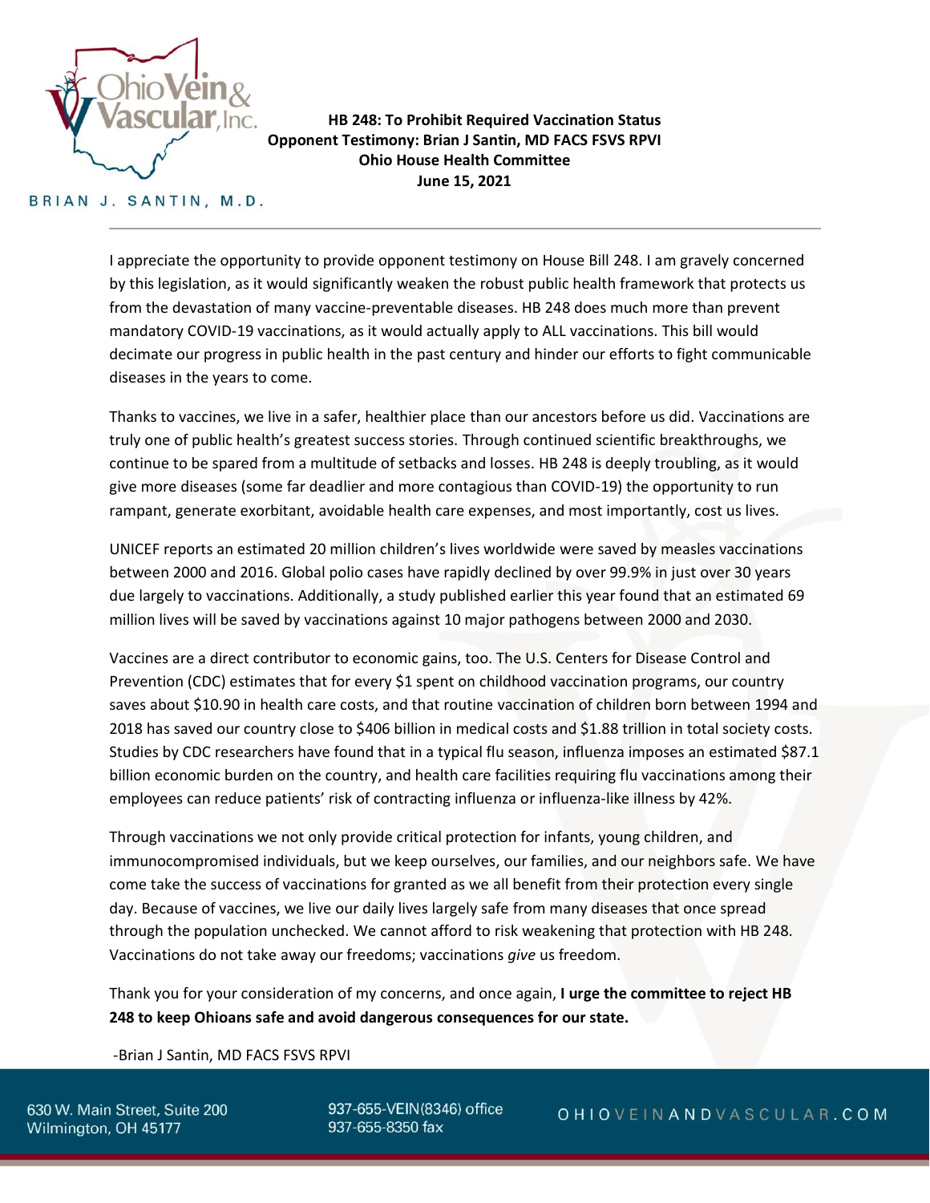Ohio Vein & Vascular, Inc.

BRIAN J. SANTIN, M.D.

**HB 248: To Prohibit Required Vaccination Status**
**Opponent Testimony: Brian J Santin, MD FACS FSVS RPVI**
**Ohio House Health Committee**
**June 15, 2021**

---

I appreciate the opportunity to provide opponent testimony on House Bill 248. I am gravely concerned by this legislation, as it would significantly weaken the robust public health framework that protects us from the devastation of many vaccine-preventable diseases. HB 248 does much more than prevent mandatory COVID-19 vaccinations, as it would actually apply to ALL vaccinations. This bill would decimate our progress in public health in the past century and hinder our efforts to fight communicable diseases in the years to come.

Thanks to vaccines, we live in a safer, healthier place than our ancestors before us did. Vaccinations are truly one of public health's greatest success stories. Through continued scientific breakthroughs, we continue to be spared from a multitude of setbacks and losses. HB 248 is deeply troubling, as it would give more diseases (some far deadlier and more contagious than COVID-19) the opportunity to run rampant, generate exorbitant, avoidable health care expenses, and most importantly, cost us lives.

UNICEF reports an estimated 20 million children's lives worldwide were saved by measles vaccinations between 2000 and 2016. Global polio cases have rapidly declined by over 99.9% in just over 30 years due largely to vaccinations. Additionally, a study published earlier this year found that an estimated 69 million lives will be saved by vaccinations against 10 major pathogens between 2000 and 2030.

Vaccines are a direct contributor to economic gains, too. The U.S. Centers for Disease Control and Prevention (CDC) estimates that for every $1 spent on childhood vaccination programs, our country saves about $10.90 in health care costs, and that routine vaccination of children born between 1994 and 2018 has saved our country close to $406 billion in medical costs and $1.88 trillion in total society costs. Studies by CDC researchers have found that in a typical flu season, influenza imposes an estimated $87.1 billion economic burden on the country, and health care facilities requiring flu vaccinations among their employees can reduce patients' risk of contracting influenza or influenza-like illness by 42%.

Through vaccinations we not only provide critical protection for infants, young children, and immunocompromised individuals, but we keep ourselves, our families, and our neighbors safe. We have come take the success of vaccinations for granted as we all benefit from their protection every single day. Because of vaccines, we live our daily lives largely safe from many diseases that once spread through the population unchecked. We cannot afford to risk weakening that protection with HB 248. Vaccinations do not take away our freedoms; vaccinations *give* us freedom.

Thank you for your consideration of my concerns, and once again, **I urge the committee to reject HB 248 to keep Ohioans safe and avoid dangerous consequences for our state.**

-Brian J Santin, MD FACS FSVS RPVI

630 W. Main Street, Suite 200
Wilmington, OH 45177

937-655-VEIN(8346) office
937-655-8350 fax

OHIOVEINANDVASCULAR.COM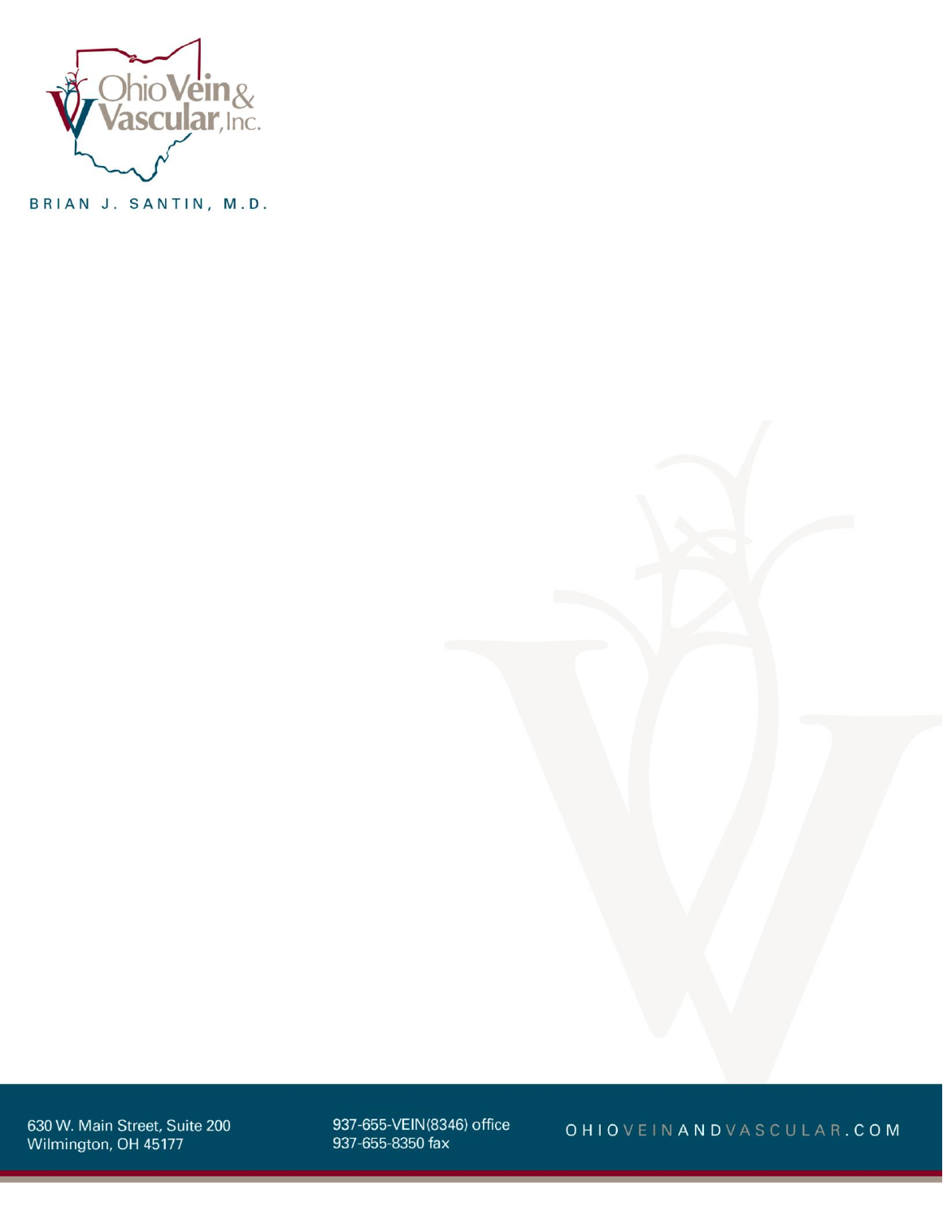Ohio Vein & Vascular, Inc.

BRIAN J. SANTIN, M.D.

630 W. Main Street, Suite 200
Wilmington, OH 45177

937-655-VEIN(8346) office
937-655-8350 fax

OHIOVEINANDVASCULAR.COM